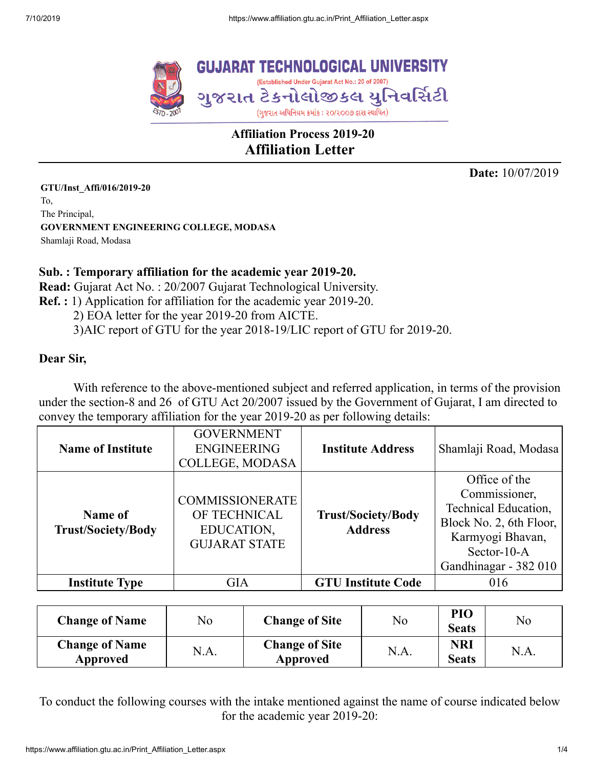# GUJARAT TECHNOLOGICAL UNIVERSITY

(Established Under Gujarat Act No.: 20 of 2007)

ગુજરાત ટેકનોલોજીકલ યુનિવર્સિટી

(ગુજરાત અધિનિયમ ક્રમાંક : ૨૦/૨૦૦૭ દ્વારા સ્થાપિત)

## Affiliation Process 2019-20
## Affiliation Letter

**Date:** 10/07/2019

**GTU/Inst_Affi/016/2019-20**
To,
The Principal,
**GOVERNMENT ENGINEERING COLLEGE, MODASA**
Shamlaji Road, Modasa

**Sub. : Temporary affiliation for the academic year 2019-20.**
**Read:** Gujarat Act No. : 20/2007 Gujarat Technological University.
**Ref. :** 1) Application for affiliation for the academic year 2019-20.
2) EOA letter for the year 2019-20 from AICTE.
3)AIC report of GTU for the year 2018-19/LIC report of GTU for 2019-20.

**Dear Sir,**

With reference to the above-mentioned subject and referred application, in terms of the provision under the section-8 and 26 of GTU Act 20/2007 issued by the Government of Gujarat, I am directed to convey the temporary affiliation for the year 2019-20 as per following details:

| **Name of Institute** | GOVERNMENT ENGINEERING COLLEGE, MODASA | **Institute Address** | Shamlaji Road, Modasa |
|---|---|---|---|
| **Name of Trust/Society/Body** | COMMISSIONERATE OF TECHNICAL EDUCATION, GUJARAT STATE | **Trust/Society/Body Address** | Office of the Commissioner, Technical Education, Block No. 2, 6th Floor, Karmyogi Bhavan, Sector-10-A Gandhinagar - 382 010 |
| **Institute Type** | GIA | **GTU Institute Code** | 016 |

| **Change of Name** | No | **Change of Site** | No | **PIO Seats** | No |
|---|---|---|---|---|---|
| **Change of Name Approved** | N.A. | **Change of Site Approved** | N.A. | **NRI Seats** | N.A. |

To conduct the following courses with the intake mentioned against the name of course indicated below for the academic year 2019-20: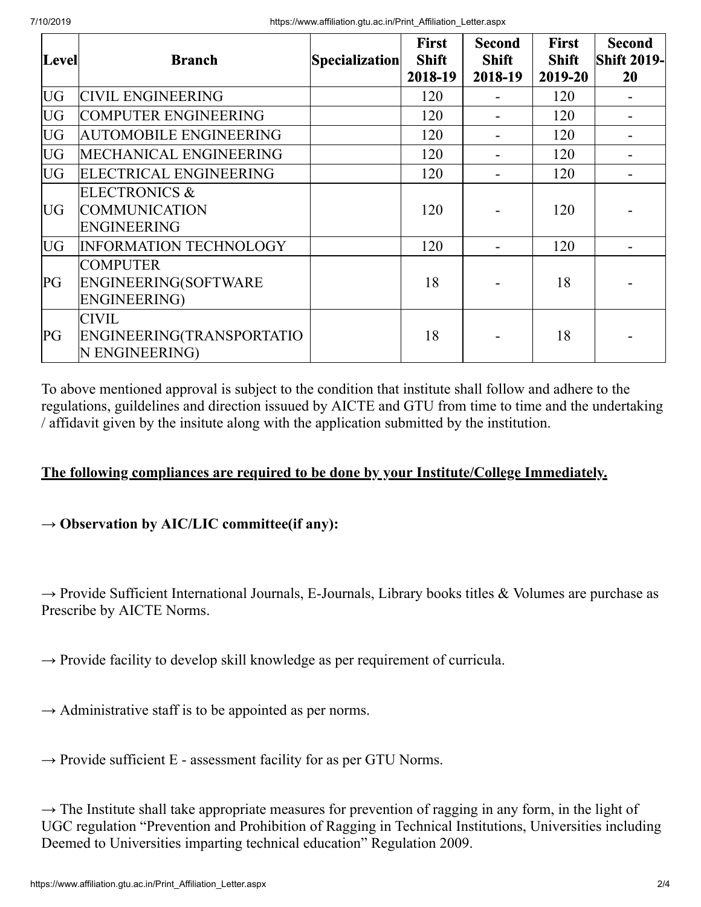| Level | Branch | Specialization | First Shift 2018-19 | Second Shift 2018-19 | First Shift 2019-20 | Second Shift 2019-20 |
|---|---|---|---|---|---|---|
| UG | CIVIL ENGINEERING | | 120 | - | 120 | - |
| UG | COMPUTER ENGINEERING | | 120 | - | 120 | - |
| UG | AUTOMOBILE ENGINEERING | | 120 | - | 120 | - |
| UG | MECHANICAL ENGINEERING | | 120 | - | 120 | - |
| UG | ELECTRICAL ENGINEERING | | 120 | - | 120 | - |
| UG | ELECTRONICS & COMMUNICATION ENGINEERING | | 120 | - | 120 | - |
| UG | INFORMATION TECHNOLOGY | | 120 | - | 120 | - |
| PG | COMPUTER ENGINEERING(SOFTWARE ENGINEERING) | | 18 | - | 18 | - |
| PG | CIVIL ENGINEERING(TRANSPORTATION ENGINEERING) | | 18 | - | 18 | - |

To above mentioned approval is subject to the condition that institute shall follow and adhere to the regulations, guildelines and direction issuued by AICTE and GTU from time to time and the undertaking / affidavit given by the insitute along with the application submitted by the institution.

**The following compliances are required to be done by your Institute/College Immediately.**

→ **Observation by AIC/LIC committee(if any):**

→ Provide Sufficient International Journals, E-Journals, Library books titles & Volumes are purchase as Prescribe by AICTE Norms.

→ Provide facility to develop skill knowledge as per requirement of curricula.

→ Administrative staff is to be appointed as per norms.

→ Provide sufficient E - assessment facility for as per GTU Norms.

→ The Institute shall take appropriate measures for prevention of ragging in any form, in the light of UGC regulation "Prevention and Prohibition of Ragging in Technical Institutions, Universities including Deemed to Universities imparting technical education" Regulation 2009.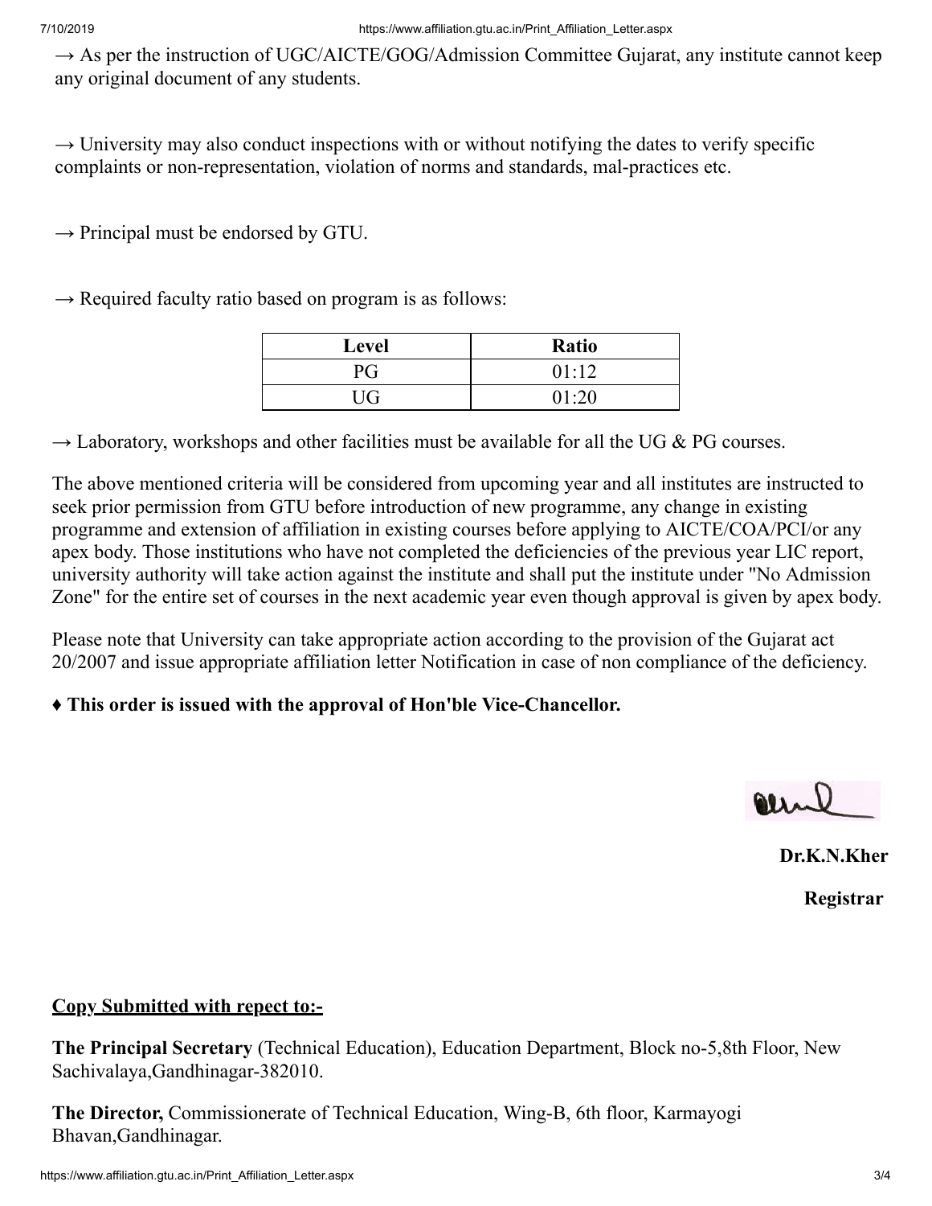→ As per the instruction of UGC/AICTE/GOG/Admission Committee Gujarat, any institute cannot keep any original document of any students.

→ University may also conduct inspections with or without notifying the dates to verify specific complaints or non-representation, violation of norms and standards, mal-practices etc.

→ Principal must be endorsed by GTU.

→ Required faculty ratio based on program is as follows:

| Level | Ratio |
| --- | --- |
| PG | 01:12 |
| UG | 01:20 |

→ Laboratory, workshops and other facilities must be available for all the UG & PG courses.

The above mentioned criteria will be considered from upcoming year and all institutes are instructed to seek prior permission from GTU before introduction of new programme, any change in existing programme and extension of affiliation in existing courses before applying to AICTE/COA/PCI/or any apex body. Those institutions who have not completed the deficiencies of the previous year LIC report, university authority will take action against the institute and shall put the institute under "No Admission Zone" for the entire set of courses in the next academic year even though approval is given by apex body.

Please note that University can take appropriate action according to the provision of the Gujarat act 20/2007 and issue appropriate affiliation letter Notification in case of non compliance of the deficiency.

♦ **This order is issued with the approval of Hon'ble Vice-Chancellor.**

**Dr.K.N.Kher**

**Registrar**

**Copy Submitted with repect to:-**

**The Principal Secretary** (Technical Education), Education Department, Block no-5,8th Floor, New Sachivalaya,Gandhinagar-382010.

**The Director,** Commissionerate of Technical Education, Wing-B, 6th floor, Karmayogi Bhavan,Gandhinagar.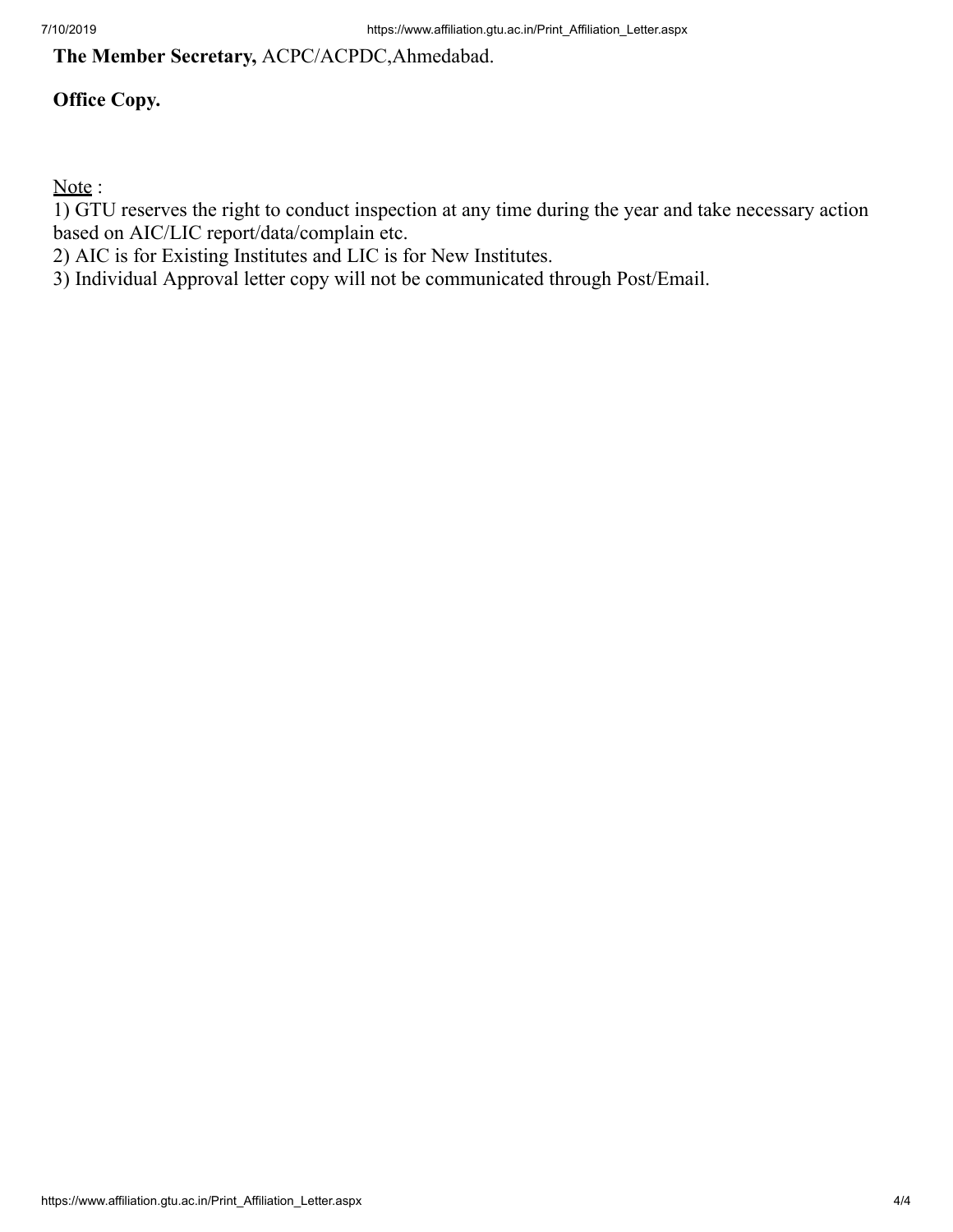**The Member Secretary,** ACPC/ACPDC,Ahmedabad.

**Office Copy.**

Note :

1) GTU reserves the right to conduct inspection at any time during the year and take necessary action based on AIC/LIC report/data/complain etc.
2) AIC is for Existing Institutes and LIC is for New Institutes.
3) Individual Approval letter copy will not be communicated through Post/Email.